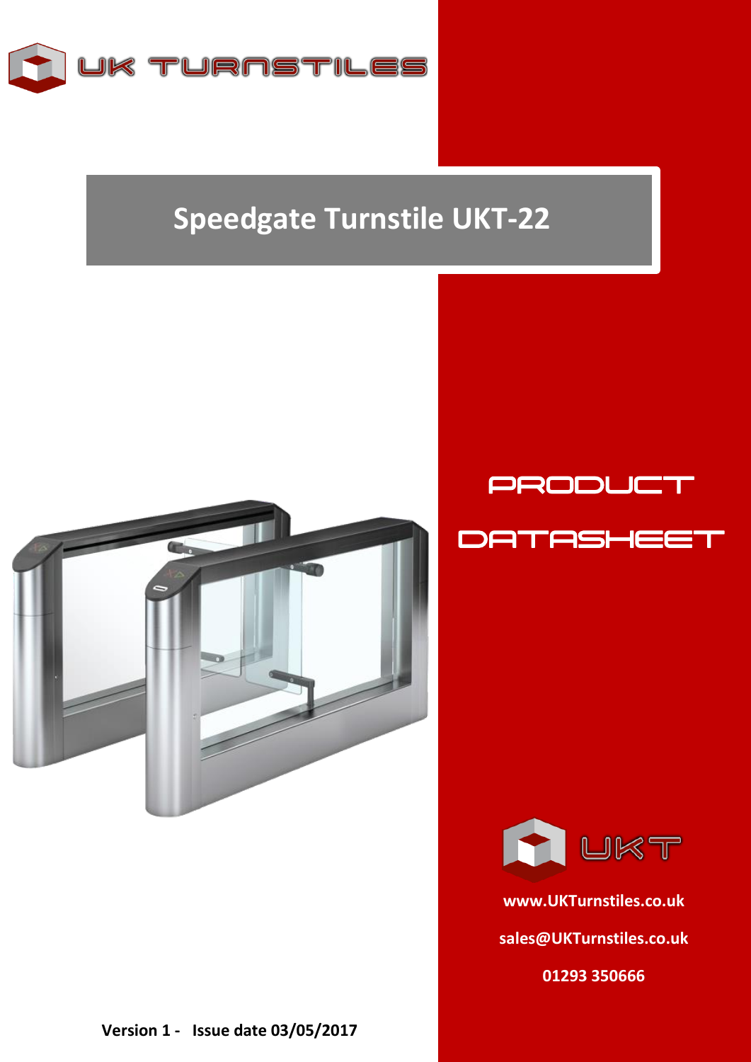UK TURNSTILES

# Speedgate Turnstile UKT-22

## PRODUCT DATASHEET

UKT

**www.UKTurnstiles.co.uk**

**sales@UKTurnstiles.co.uk**

**01293 350666**

**Version 1 - Issue date 03/05/2017**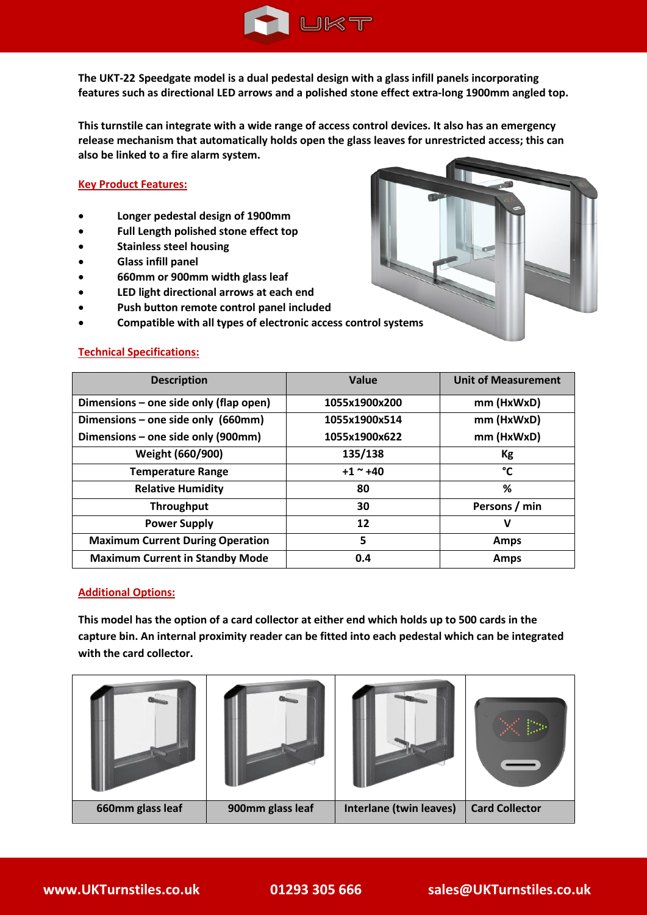The UKT-22 Speedgate model is a dual pedestal design with a glass infill panels incorporating features such as directional LED arrows and a polished stone effect extra-long 1900mm angled top.

This turnstile can integrate with a wide range of access control devices. It also has an emergency release mechanism that automatically holds open the glass leaves for unrestricted access; this can also be linked to a fire alarm system.

## Key Product Features:

- Longer pedestal design of 1900mm
- Full Length polished stone effect top
- Stainless steel housing
- Glass infill panel
- 660mm or 900mm width glass leaf
- LED light directional arrows at each end
- Push button remote control panel included
- Compatible with all types of electronic access control systems

## Technical Specifications:

| Description | Value | Unit of Measurement |
|---|---|---|
| Dimensions – one side only (flap open) | 1055x1900x200 | mm (HxWxD) |
| Dimensions – one side only (660mm) | 1055x1900x514 | mm (HxWxD) |
| Dimensions – one side only (900mm) | 1055x1900x622 | mm (HxWxD) |
| Weight (660/900) | 135/138 | Kg |
| Temperature Range | +1 ~ +40 | °C |
| Relative Humidity | 80 | % |
| Throughput | 30 | Persons / min |
| Power Supply | 12 | V |
| Maximum Current During Operation | 5 | Amps |
| Maximum Current in Standby Mode | 0.4 | Amps |

## Additional Options:

This model has the option of a card collector at either end which holds up to 500 cards in the capture bin. An internal proximity reader can be fitted into each pedestal which can be integrated with the card collector.

| | | | |
|---|---|---|---|
| 660mm glass leaf | 900mm glass leaf | Interlane (twin leaves) | Card Collector |